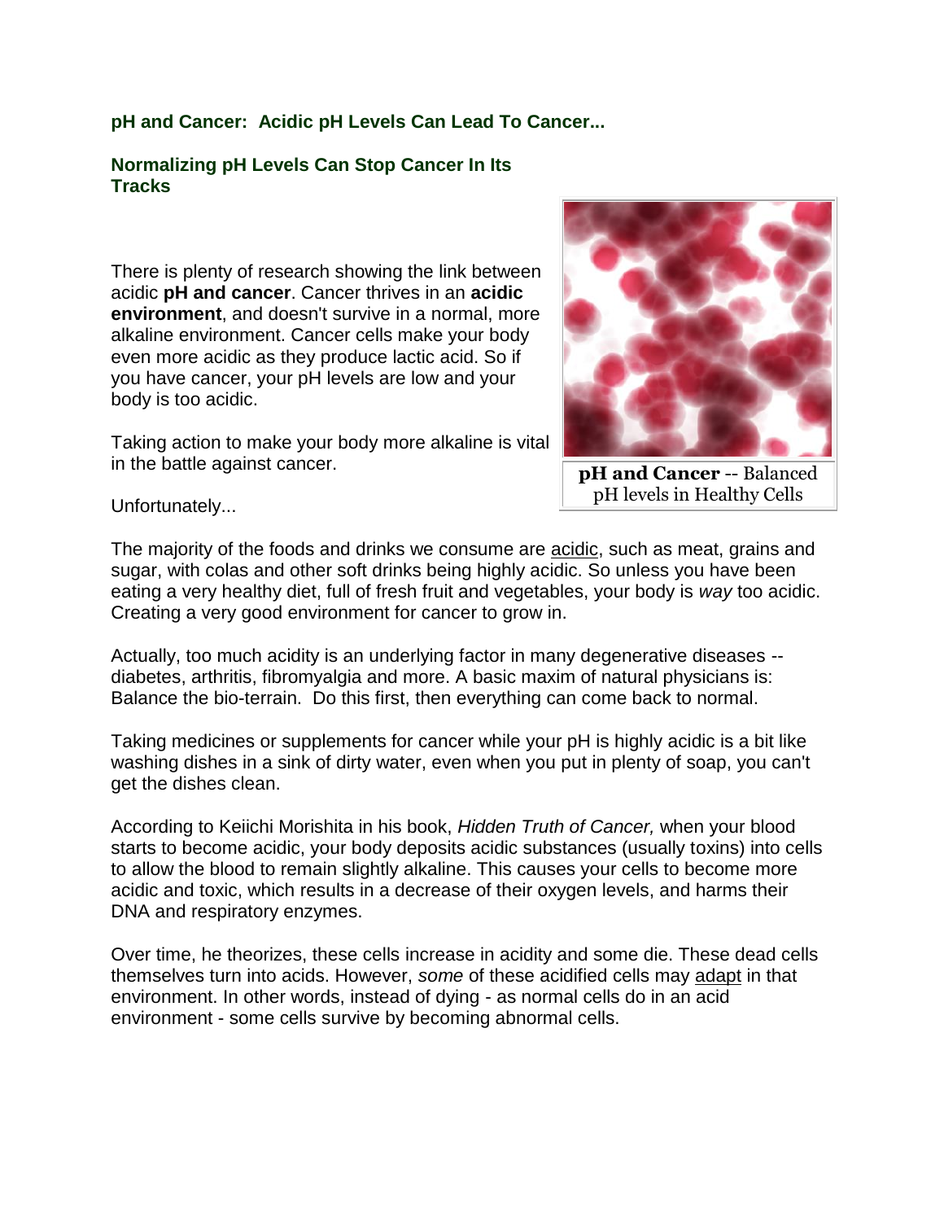## pH and Cancer: Acidic pH Levels Can Lead To Cancer...

### Normalizing pH Levels Can Stop Cancer In Its Tracks

There is plenty of research showing the link between acidic **pH and cancer**. Cancer thrives in an **acidic environment**, and doesn't survive in a normal, more alkaline environment. Cancer cells make your body even more acidic as they produce lactic acid. So if you have cancer, your pH levels are low and your body is too acidic.

Taking action to make your body more alkaline is vital in the battle against cancer.

**pH and Cancer** -- Balanced pH levels in Healthy Cells

Unfortunately...

The majority of the foods and drinks we consume are acidic, such as meat, grains and sugar, with colas and other soft drinks being highly acidic. So unless you have been eating a very healthy diet, full of fresh fruit and vegetables, your body is *way* too acidic. Creating a very good environment for cancer to grow in.

Actually, too much acidity is an underlying factor in many degenerative diseases -- diabetes, arthritis, fibromyalgia and more. A basic maxim of natural physicians is: Balance the bio-terrain. Do this first, then everything can come back to normal.

Taking medicines or supplements for cancer while your pH is highly acidic is a bit like washing dishes in a sink of dirty water, even when you put in plenty of soap, you can't get the dishes clean.

According to Keiichi Morishita in his book, *Hidden Truth of Cancer,* when your blood starts to become acidic, your body deposits acidic substances (usually toxins) into cells to allow the blood to remain slightly alkaline. This causes your cells to become more acidic and toxic, which results in a decrease of their oxygen levels, and harms their DNA and respiratory enzymes.

Over time, he theorizes, these cells increase in acidity and some die. These dead cells themselves turn into acids. However, *some* of these acidified cells may adapt in that environment. In other words, instead of dying - as normal cells do in an acid environment - some cells survive by becoming abnormal cells.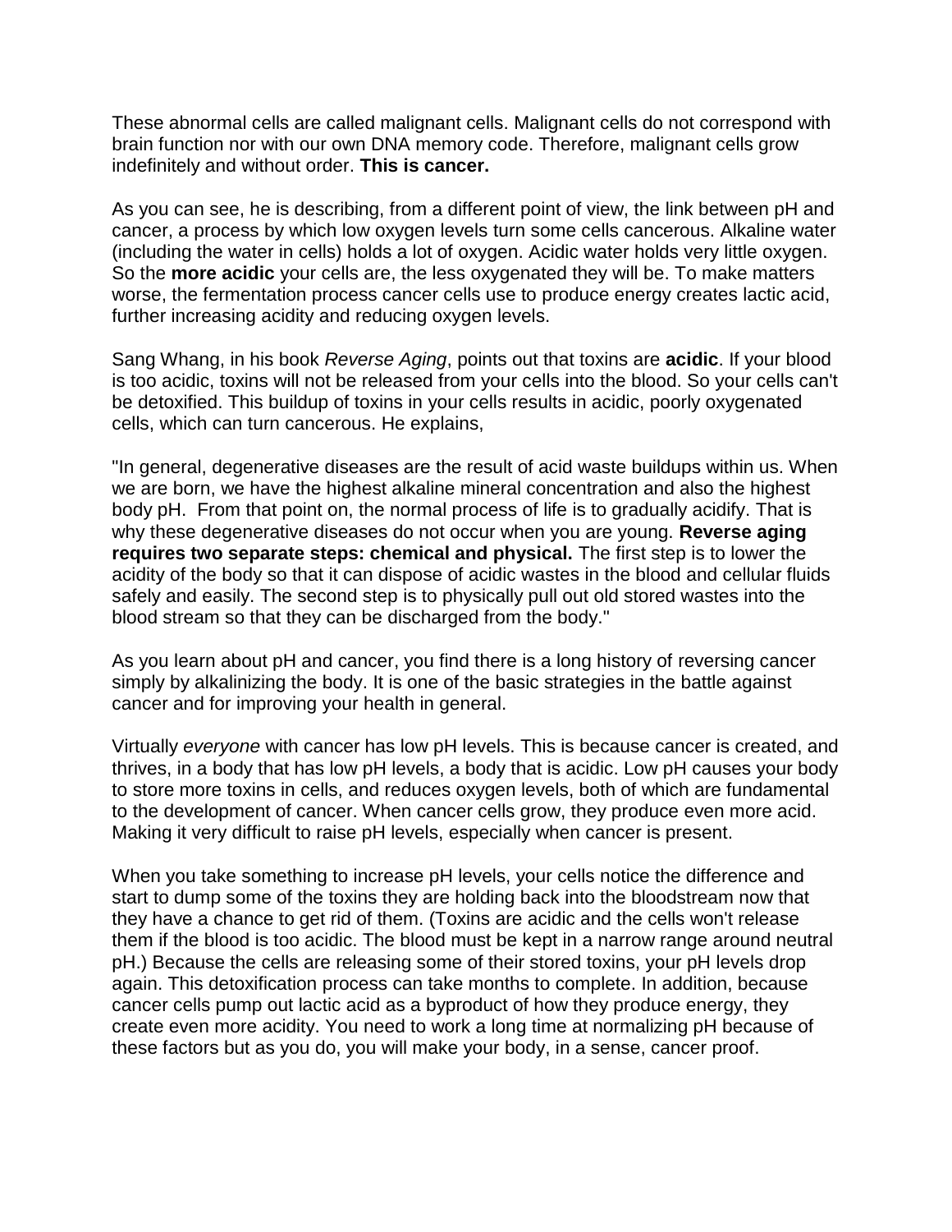These abnormal cells are called malignant cells. Malignant cells do not correspond with brain function nor with our own DNA memory code. Therefore, malignant cells grow indefinitely and without order. **This is cancer.**

As you can see, he is describing, from a different point of view, the link between pH and cancer, a process by which low oxygen levels turn some cells cancerous. Alkaline water (including the water in cells) holds a lot of oxygen. Acidic water holds very little oxygen. So the **more acidic** your cells are, the less oxygenated they will be. To make matters worse, the fermentation process cancer cells use to produce energy creates lactic acid, further increasing acidity and reducing oxygen levels.

Sang Whang, in his book *Reverse Aging*, points out that toxins are **acidic**. If your blood is too acidic, toxins will not be released from your cells into the blood. So your cells can't be detoxified. This buildup of toxins in your cells results in acidic, poorly oxygenated cells, which can turn cancerous. He explains,

"In general, degenerative diseases are the result of acid waste buildups within us. When we are born, we have the highest alkaline mineral concentration and also the highest body pH. From that point on, the normal process of life is to gradually acidify. That is why these degenerative diseases do not occur when you are young. **Reverse aging requires two separate steps: chemical and physical.** The first step is to lower the acidity of the body so that it can dispose of acidic wastes in the blood and cellular fluids safely and easily. The second step is to physically pull out old stored wastes into the blood stream so that they can be discharged from the body."

As you learn about pH and cancer, you find there is a long history of reversing cancer simply by alkalinizing the body. It is one of the basic strategies in the battle against cancer and for improving your health in general.

Virtually *everyone* with cancer has low pH levels. This is because cancer is created, and thrives, in a body that has low pH levels, a body that is acidic. Low pH causes your body to store more toxins in cells, and reduces oxygen levels, both of which are fundamental to the development of cancer. When cancer cells grow, they produce even more acid. Making it very difficult to raise pH levels, especially when cancer is present.

When you take something to increase pH levels, your cells notice the difference and start to dump some of the toxins they are holding back into the bloodstream now that they have a chance to get rid of them. (Toxins are acidic and the cells won't release them if the blood is too acidic. The blood must be kept in a narrow range around neutral pH.) Because the cells are releasing some of their stored toxins, your pH levels drop again. This detoxification process can take months to complete. In addition, because cancer cells pump out lactic acid as a byproduct of how they produce energy, they create even more acidity. You need to work a long time at normalizing pH because of these factors but as you do, you will make your body, in a sense, cancer proof.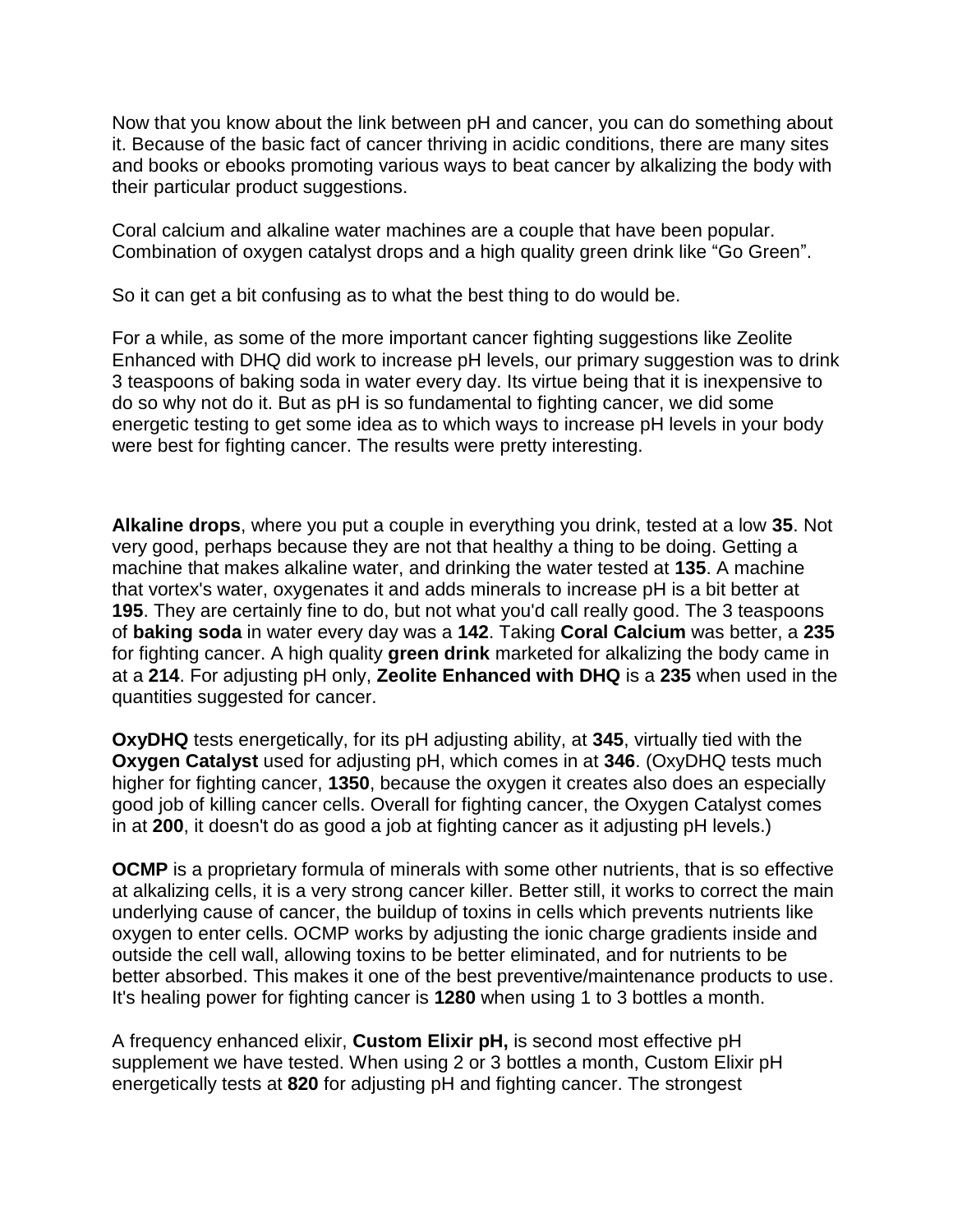Now that you know about the link between pH and cancer, you can do something about it. Because of the basic fact of cancer thriving in acidic conditions, there are many sites and books or ebooks promoting various ways to beat cancer by alkalizing the body with their particular product suggestions.

Coral calcium and alkaline water machines are a couple that have been popular. Combination of oxygen catalyst drops and a high quality green drink like "Go Green".

So it can get a bit confusing as to what the best thing to do would be.

For a while, as some of the more important cancer fighting suggestions like Zeolite Enhanced with DHQ did work to increase pH levels, our primary suggestion was to drink 3 teaspoons of baking soda in water every day. Its virtue being that it is inexpensive to do so why not do it. But as pH is so fundamental to fighting cancer, we did some energetic testing to get some idea as to which ways to increase pH levels in your body were best for fighting cancer. The results were pretty interesting.

**Alkaline drops**, where you put a couple in everything you drink, tested at a low **35**. Not very good, perhaps because they are not that healthy a thing to be doing. Getting a machine that makes alkaline water, and drinking the water tested at **135**. A machine that vortex's water, oxygenates it and adds minerals to increase pH is a bit better at **195**. They are certainly fine to do, but not what you'd call really good. The 3 teaspoons of **baking soda** in water every day was a **142**. Taking **Coral Calcium** was better, a **235** for fighting cancer. A high quality **green drink** marketed for alkalizing the body came in at a **214**. For adjusting pH only, **Zeolite Enhanced with DHQ** is a **235** when used in the quantities suggested for cancer.

**OxyDHQ** tests energetically, for its pH adjusting ability, at **345**, virtually tied with the **Oxygen Catalyst** used for adjusting pH, which comes in at **346**. (OxyDHQ tests much higher for fighting cancer, **1350**, because the oxygen it creates also does an especially good job of killing cancer cells. Overall for fighting cancer, the Oxygen Catalyst comes in at **200**, it doesn't do as good a job at fighting cancer as it adjusting pH levels.)

**OCMP** is a proprietary formula of minerals with some other nutrients, that is so effective at alkalizing cells, it is a very strong cancer killer. Better still, it works to correct the main underlying cause of cancer, the buildup of toxins in cells which prevents nutrients like oxygen to enter cells. OCMP works by adjusting the ionic charge gradients inside and outside the cell wall, allowing toxins to be better eliminated, and for nutrients to be better absorbed. This makes it one of the best preventive/maintenance products to use. It's healing power for fighting cancer is **1280** when using 1 to 3 bottles a month.

A frequency enhanced elixir, **Custom Elixir pH,** is second most effective pH supplement we have tested. When using 2 or 3 bottles a month, Custom Elixir pH energetically tests at **820** for adjusting pH and fighting cancer. The strongest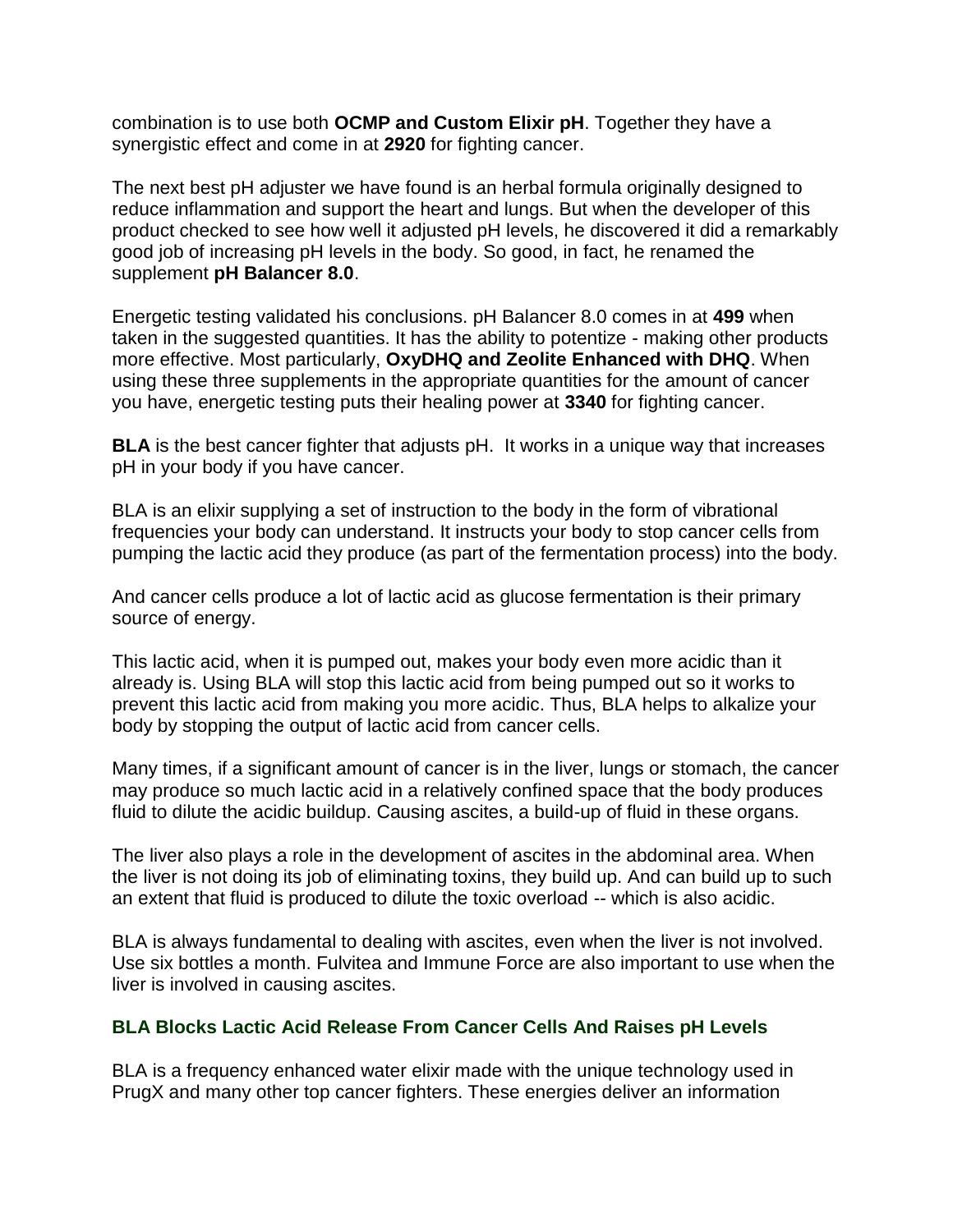combination is to use both **OCMP and Custom Elixir pH**. Together they have a synergistic effect and come in at **2920** for fighting cancer.

The next best pH adjuster we have found is an herbal formula originally designed to reduce inflammation and support the heart and lungs. But when the developer of this product checked to see how well it adjusted pH levels, he discovered it did a remarkably good job of increasing pH levels in the body. So good, in fact, he renamed the supplement **pH Balancer 8.0**.

Energetic testing validated his conclusions. pH Balancer 8.0 comes in at **499** when taken in the suggested quantities. It has the ability to potentize - making other products more effective. Most particularly, **OxyDHQ and Zeolite Enhanced with DHQ**. When using these three supplements in the appropriate quantities for the amount of cancer you have, energetic testing puts their healing power at **3340** for fighting cancer.

**BLA** is the best cancer fighter that adjusts pH. It works in a unique way that increases pH in your body if you have cancer.

BLA is an elixir supplying a set of instruction to the body in the form of vibrational frequencies your body can understand. It instructs your body to stop cancer cells from pumping the lactic acid they produce (as part of the fermentation process) into the body.

And cancer cells produce a lot of lactic acid as glucose fermentation is their primary source of energy.

This lactic acid, when it is pumped out, makes your body even more acidic than it already is. Using BLA will stop this lactic acid from being pumped out so it works to prevent this lactic acid from making you more acidic. Thus, BLA helps to alkalize your body by stopping the output of lactic acid from cancer cells.

Many times, if a significant amount of cancer is in the liver, lungs or stomach, the cancer may produce so much lactic acid in a relatively confined space that the body produces fluid to dilute the acidic buildup. Causing ascites, a build-up of fluid in these organs.

The liver also plays a role in the development of ascites in the abdominal area. When the liver is not doing its job of eliminating toxins, they build up. And can build up to such an extent that fluid is produced to dilute the toxic overload -- which is also acidic.

BLA is always fundamental to dealing with ascites, even when the liver is not involved. Use six bottles a month. Fulvitea and Immune Force are also important to use when the liver is involved in causing ascites.

### BLA Blocks Lactic Acid Release From Cancer Cells And Raises pH Levels

BLA is a frequency enhanced water elixir made with the unique technology used in PrugX and many other top cancer fighters. These energies deliver an information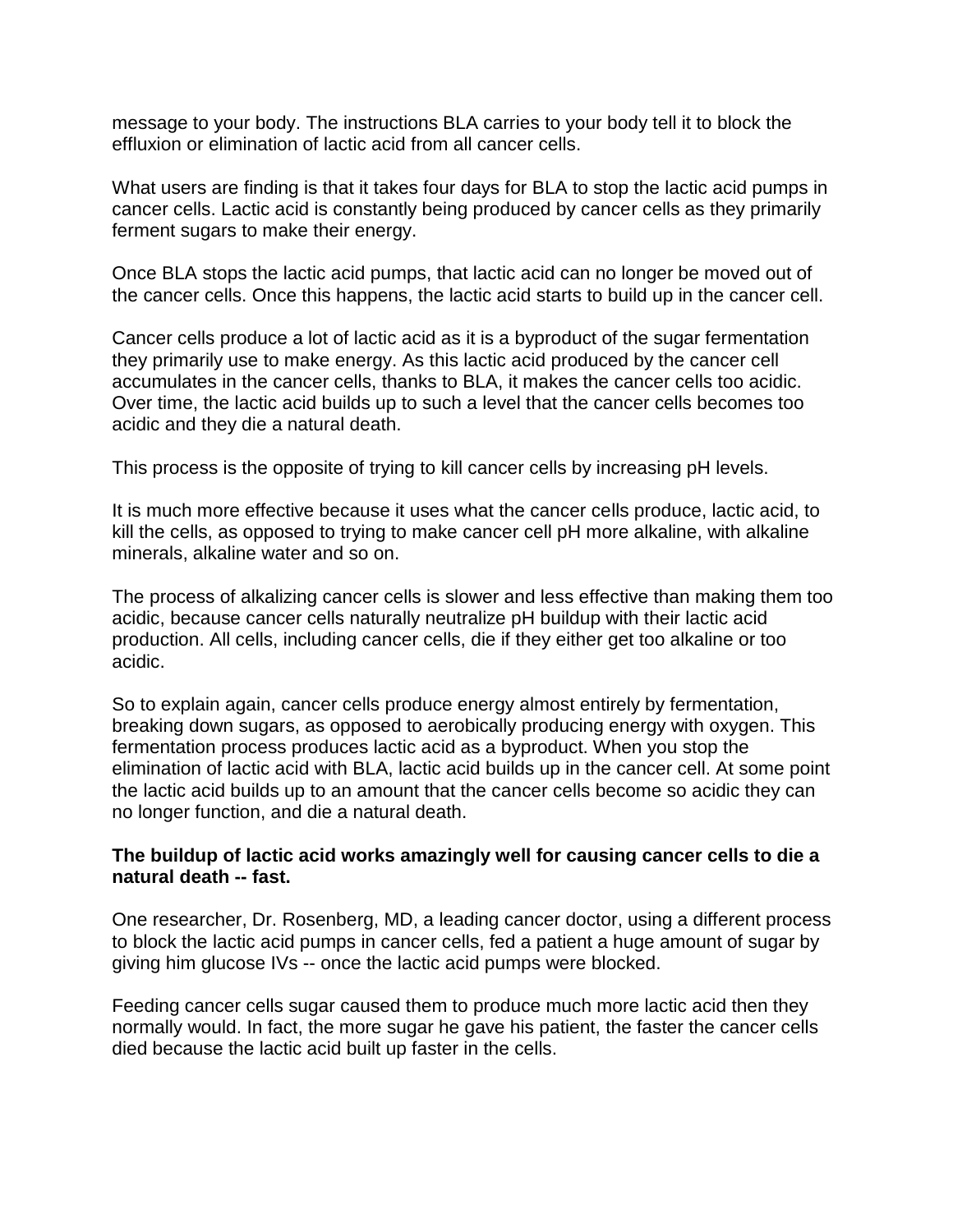message to your body. The instructions BLA carries to your body tell it to block the effluxion or elimination of lactic acid from all cancer cells.

What users are finding is that it takes four days for BLA to stop the lactic acid pumps in cancer cells. Lactic acid is constantly being produced by cancer cells as they primarily ferment sugars to make their energy.

Once BLA stops the lactic acid pumps, that lactic acid can no longer be moved out of the cancer cells. Once this happens, the lactic acid starts to build up in the cancer cell.

Cancer cells produce a lot of lactic acid as it is a byproduct of the sugar fermentation they primarily use to make energy. As this lactic acid produced by the cancer cell accumulates in the cancer cells, thanks to BLA, it makes the cancer cells too acidic. Over time, the lactic acid builds up to such a level that the cancer cells becomes too acidic and they die a natural death.

This process is the opposite of trying to kill cancer cells by increasing pH levels.

It is much more effective because it uses what the cancer cells produce, lactic acid, to kill the cells, as opposed to trying to make cancer cell pH more alkaline, with alkaline minerals, alkaline water and so on.

The process of alkalizing cancer cells is slower and less effective than making them too acidic, because cancer cells naturally neutralize pH buildup with their lactic acid production. All cells, including cancer cells, die if they either get too alkaline or too acidic.

So to explain again, cancer cells produce energy almost entirely by fermentation, breaking down sugars, as opposed to aerobically producing energy with oxygen. This fermentation process produces lactic acid as a byproduct. When you stop the elimination of lactic acid with BLA, lactic acid builds up in the cancer cell. At some point the lactic acid builds up to an amount that the cancer cells become so acidic they can no longer function, and die a natural death.

**The buildup of lactic acid works amazingly well for causing cancer cells to die a natural death -- fast.**

One researcher, Dr. Rosenberg, MD, a leading cancer doctor, using a different process to block the lactic acid pumps in cancer cells, fed a patient a huge amount of sugar by giving him glucose IVs -- once the lactic acid pumps were blocked.

Feeding cancer cells sugar caused them to produce much more lactic acid then they normally would. In fact, the more sugar he gave his patient, the faster the cancer cells died because the lactic acid built up faster in the cells.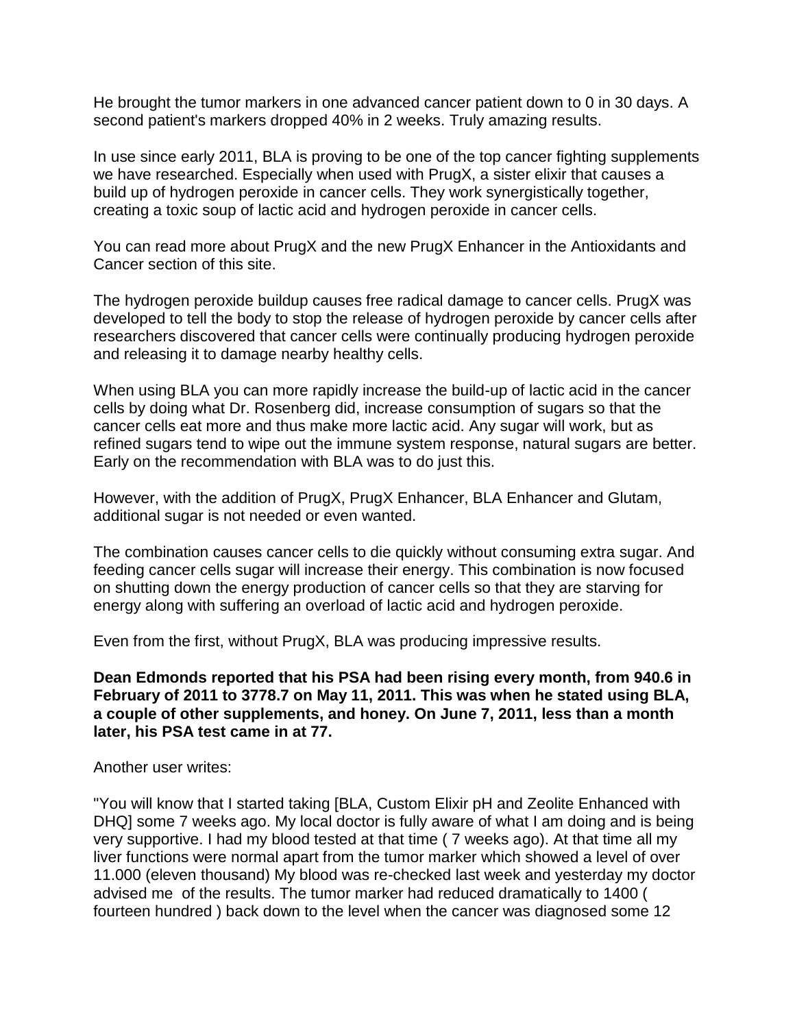He brought the tumor markers in one advanced cancer patient down to 0 in 30 days. A second patient's markers dropped 40% in 2 weeks. Truly amazing results.

In use since early 2011, BLA is proving to be one of the top cancer fighting supplements we have researched. Especially when used with PrugX, a sister elixir that causes a build up of hydrogen peroxide in cancer cells. They work synergistically together, creating a toxic soup of lactic acid and hydrogen peroxide in cancer cells.

You can read more about PrugX and the new PrugX Enhancer in the Antioxidants and Cancer section of this site.

The hydrogen peroxide buildup causes free radical damage to cancer cells. PrugX was developed to tell the body to stop the release of hydrogen peroxide by cancer cells after researchers discovered that cancer cells were continually producing hydrogen peroxide and releasing it to damage nearby healthy cells.

When using BLA you can more rapidly increase the build-up of lactic acid in the cancer cells by doing what Dr. Rosenberg did, increase consumption of sugars so that the cancer cells eat more and thus make more lactic acid. Any sugar will work, but as refined sugars tend to wipe out the immune system response, natural sugars are better. Early on the recommendation with BLA was to do just this.

However, with the addition of PrugX, PrugX Enhancer, BLA Enhancer and Glutam, additional sugar is not needed or even wanted.

The combination causes cancer cells to die quickly without consuming extra sugar. And feeding cancer cells sugar will increase their energy. This combination is now focused on shutting down the energy production of cancer cells so that they are starving for energy along with suffering an overload of lactic acid and hydrogen peroxide.

Even from the first, without PrugX, BLA was producing impressive results.

**Dean Edmonds reported that his PSA had been rising every month, from 940.6 in February of 2011 to 3778.7 on May 11, 2011. This was when he stated using BLA, a couple of other supplements, and honey. On June 7, 2011, less than a month later, his PSA test came in at 77.**

Another user writes:

"You will know that I started taking [BLA, Custom Elixir pH and Zeolite Enhanced with DHQ] some 7 weeks ago. My local doctor is fully aware of what I am doing and is being very supportive. I had my blood tested at that time ( 7 weeks ago). At that time all my liver functions were normal apart from the tumor marker which showed a level of over 11.000 (eleven thousand) My blood was re-checked last week and yesterday my doctor advised me of the results. The tumor marker had reduced dramatically to 1400 ( fourteen hundred ) back down to the level when the cancer was diagnosed some 12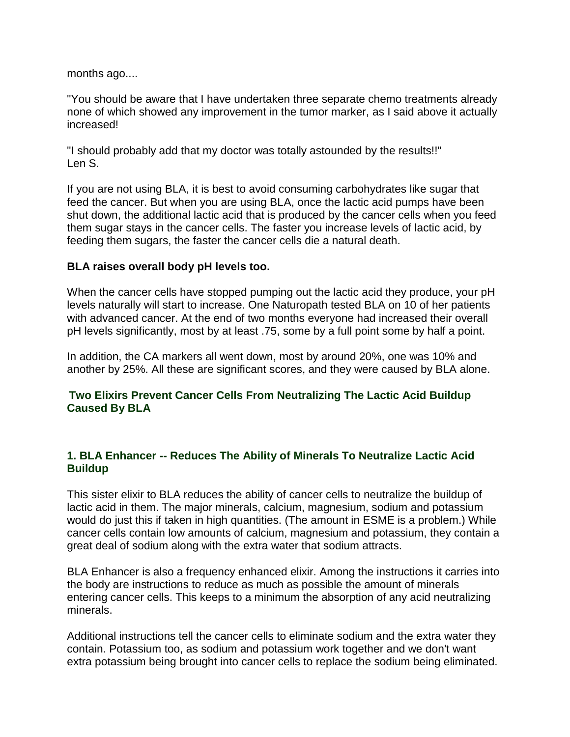months ago....

"You should be aware that I have undertaken three separate chemo treatments already none of which showed any improvement in the tumor marker, as I said above it actually increased!

"I should probably add that my doctor was totally astounded by the results!!"
Len S.

If you are not using BLA, it is best to avoid consuming carbohydrates like sugar that feed the cancer. But when you are using BLA, once the lactic acid pumps have been shut down, the additional lactic acid that is produced by the cancer cells when you feed them sugar stays in the cancer cells. The faster you increase levels of lactic acid, by feeding them sugars, the faster the cancer cells die a natural death.

**BLA raises overall body pH levels too.**

When the cancer cells have stopped pumping out the lactic acid they produce, your pH levels naturally will start to increase. One Naturopath tested BLA on 10 of her patients with advanced cancer. At the end of two months everyone had increased their overall pH levels significantly, most by at least .75, some by a full point some by half a point.

In addition, the CA markers all went down, most by around 20%, one was 10% and another by 25%. All these are significant scores, and they were caused by BLA alone.

### Two Elixirs Prevent Cancer Cells From Neutralizing The Lactic Acid Buildup Caused By BLA

#### 1. BLA Enhancer -- Reduces The Ability of Minerals To Neutralize Lactic Acid Buildup

This sister elixir to BLA reduces the ability of cancer cells to neutralize the buildup of lactic acid in them. The major minerals, calcium, magnesium, sodium and potassium would do just this if taken in high quantities. (The amount in ESME is a problem.) While cancer cells contain low amounts of calcium, magnesium and potassium, they contain a great deal of sodium along with the extra water that sodium attracts.

BLA Enhancer is also a frequency enhanced elixir. Among the instructions it carries into the body are instructions to reduce as much as possible the amount of minerals entering cancer cells. This keeps to a minimum the absorption of any acid neutralizing minerals.

Additional instructions tell the cancer cells to eliminate sodium and the extra water they contain. Potassium too, as sodium and potassium work together and we don't want extra potassium being brought into cancer cells to replace the sodium being eliminated.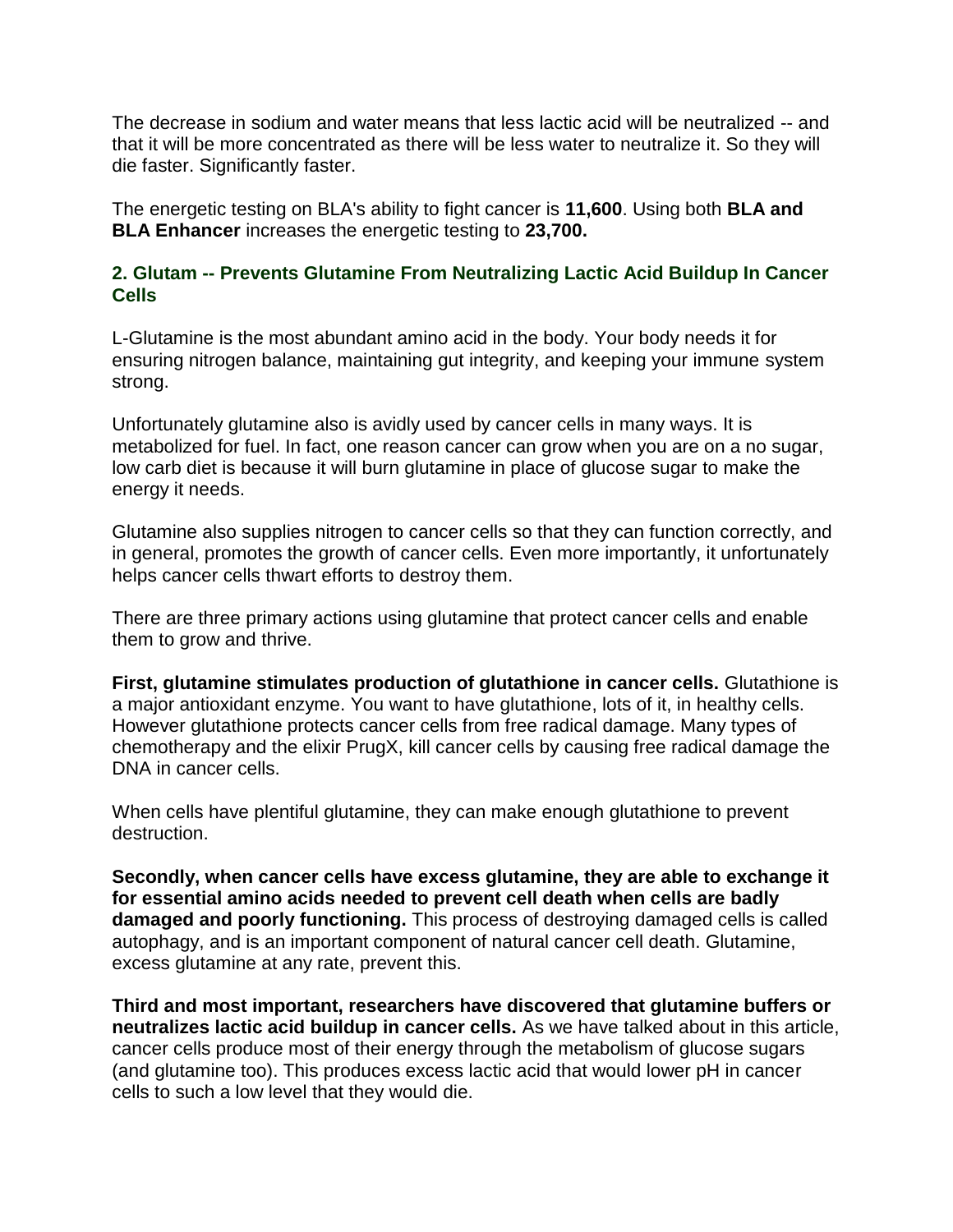The decrease in sodium and water means that less lactic acid will be neutralized -- and that it will be more concentrated as there will be less water to neutralize it. So they will die faster. Significantly faster.

The energetic testing on BLA's ability to fight cancer is **11,600**. Using both **BLA and BLA Enhancer** increases the energetic testing to **23,700.**

### 2. Glutam -- Prevents Glutamine From Neutralizing Lactic Acid Buildup In Cancer Cells

L-Glutamine is the most abundant amino acid in the body. Your body needs it for ensuring nitrogen balance, maintaining gut integrity, and keeping your immune system strong.

Unfortunately glutamine also is avidly used by cancer cells in many ways. It is metabolized for fuel. In fact, one reason cancer can grow when you are on a no sugar, low carb diet is because it will burn glutamine in place of glucose sugar to make the energy it needs.

Glutamine also supplies nitrogen to cancer cells so that they can function correctly, and in general, promotes the growth of cancer cells. Even more importantly, it unfortunately helps cancer cells thwart efforts to destroy them.

There are three primary actions using glutamine that protect cancer cells and enable them to grow and thrive.

**First, glutamine stimulates production of glutathione in cancer cells.** Glutathione is a major antioxidant enzyme. You want to have glutathione, lots of it, in healthy cells. However glutathione protects cancer cells from free radical damage. Many types of chemotherapy and the elixir PrugX, kill cancer cells by causing free radical damage the DNA in cancer cells.

When cells have plentiful glutamine, they can make enough glutathione to prevent destruction.

**Secondly, when cancer cells have excess glutamine, they are able to exchange it for essential amino acids needed to prevent cell death when cells are badly damaged and poorly functioning.** This process of destroying damaged cells is called autophagy, and is an important component of natural cancer cell death. Glutamine, excess glutamine at any rate, prevent this.

**Third and most important, researchers have discovered that glutamine buffers or neutralizes lactic acid buildup in cancer cells.** As we have talked about in this article, cancer cells produce most of their energy through the metabolism of glucose sugars (and glutamine too). This produces excess lactic acid that would lower pH in cancer cells to such a low level that they would die.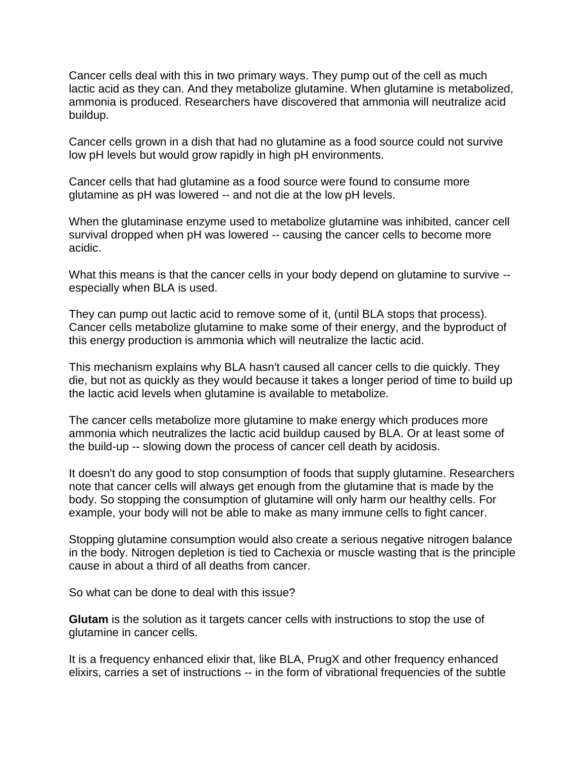Cancer cells deal with this in two primary ways. They pump out of the cell as much lactic acid as they can. And they metabolize glutamine. When glutamine is metabolized, ammonia is produced. Researchers have discovered that ammonia will neutralize acid buildup.

Cancer cells grown in a dish that had no glutamine as a food source could not survive low pH levels but would grow rapidly in high pH environments.

Cancer cells that had glutamine as a food source were found to consume more glutamine as pH was lowered -- and not die at the low pH levels.

When the glutaminase enzyme used to metabolize glutamine was inhibited, cancer cell survival dropped when pH was lowered -- causing the cancer cells to become more acidic.

What this means is that the cancer cells in your body depend on glutamine to survive -- especially when BLA is used.

They can pump out lactic acid to remove some of it, (until BLA stops that process). Cancer cells metabolize glutamine to make some of their energy, and the byproduct of this energy production is ammonia which will neutralize the lactic acid.

This mechanism explains why BLA hasn't caused all cancer cells to die quickly. They die, but not as quickly as they would because it takes a longer period of time to build up the lactic acid levels when glutamine is available to metabolize.

The cancer cells metabolize more glutamine to make energy which produces more ammonia which neutralizes the lactic acid buildup caused by BLA. Or at least some of the build-up -- slowing down the process of cancer cell death by acidosis.

It doesn't do any good to stop consumption of foods that supply glutamine. Researchers note that cancer cells will always get enough from the glutamine that is made by the body. So stopping the consumption of glutamine will only harm our healthy cells. For example, your body will not be able to make as many immune cells to fight cancer.

Stopping glutamine consumption would also create a serious negative nitrogen balance in the body. Nitrogen depletion is tied to Cachexia or muscle wasting that is the principle cause in about a third of all deaths from cancer.

So what can be done to deal with this issue?

**Glutam** is the solution as it targets cancer cells with instructions to stop the use of glutamine in cancer cells.

It is a frequency enhanced elixir that, like BLA, PrugX and other frequency enhanced elixirs, carries a set of instructions -- in the form of vibrational frequencies of the subtle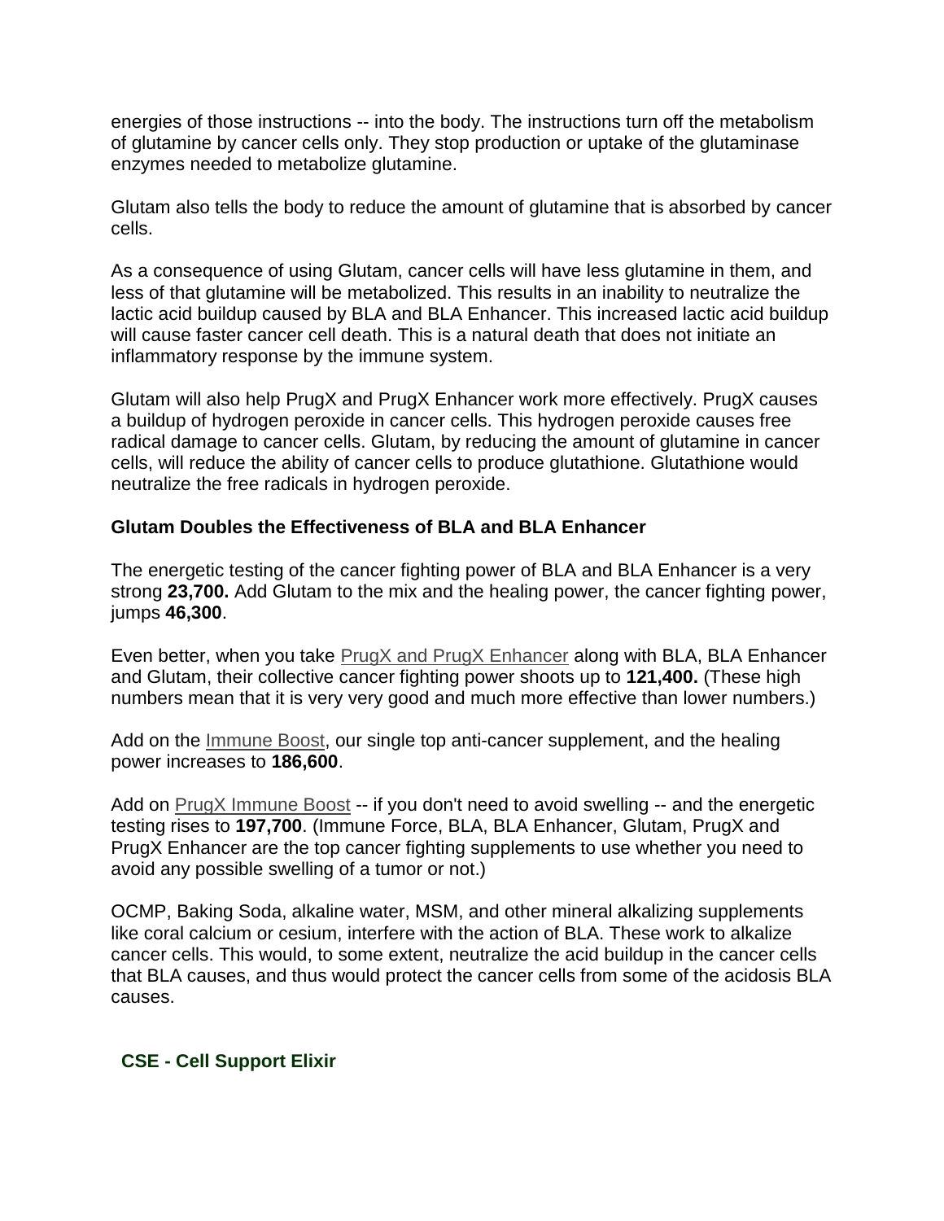energies of those instructions -- into the body. The instructions turn off the metabolism of glutamine by cancer cells only. They stop production or uptake of the glutaminase enzymes needed to metabolize glutamine.

Glutam also tells the body to reduce the amount of glutamine that is absorbed by cancer cells.

As a consequence of using Glutam, cancer cells will have less glutamine in them, and less of that glutamine will be metabolized. This results in an inability to neutralize the lactic acid buildup caused by BLA and BLA Enhancer. This increased lactic acid buildup will cause faster cancer cell death. This is a natural death that does not initiate an inflammatory response by the immune system.

Glutam will also help PrugX and PrugX Enhancer work more effectively. PrugX causes a buildup of hydrogen peroxide in cancer cells. This hydrogen peroxide causes free radical damage to cancer cells. Glutam, by reducing the amount of glutamine in cancer cells, will reduce the ability of cancer cells to produce glutathione. Glutathione would neutralize the free radicals in hydrogen peroxide.

### Glutam Doubles the Effectiveness of BLA and BLA Enhancer

The energetic testing of the cancer fighting power of BLA and BLA Enhancer is a very strong **23,700.** Add Glutam to the mix and the healing power, the cancer fighting power, jumps **46,300**.

Even better, when you take PrugX and PrugX Enhancer along with BLA, BLA Enhancer and Glutam, their collective cancer fighting power shoots up to **121,400.** (These high numbers mean that it is very very good and much more effective than lower numbers.)

Add on the Immune Boost, our single top anti-cancer supplement, and the healing power increases to **186,600**.

Add on PrugX Immune Boost -- if you don't need to avoid swelling -- and the energetic testing rises to **197,700**. (Immune Force, BLA, BLA Enhancer, Glutam, PrugX and PrugX Enhancer are the top cancer fighting supplements to use whether you need to avoid any possible swelling of a tumor or not.)

OCMP, Baking Soda, alkaline water, MSM, and other mineral alkalizing supplements like coral calcium or cesium, interfere with the action of BLA. These work to alkalize cancer cells. This would, to some extent, neutralize the acid buildup in the cancer cells that BLA causes, and thus would protect the cancer cells from some of the acidosis BLA causes.

### CSE - Cell Support Elixir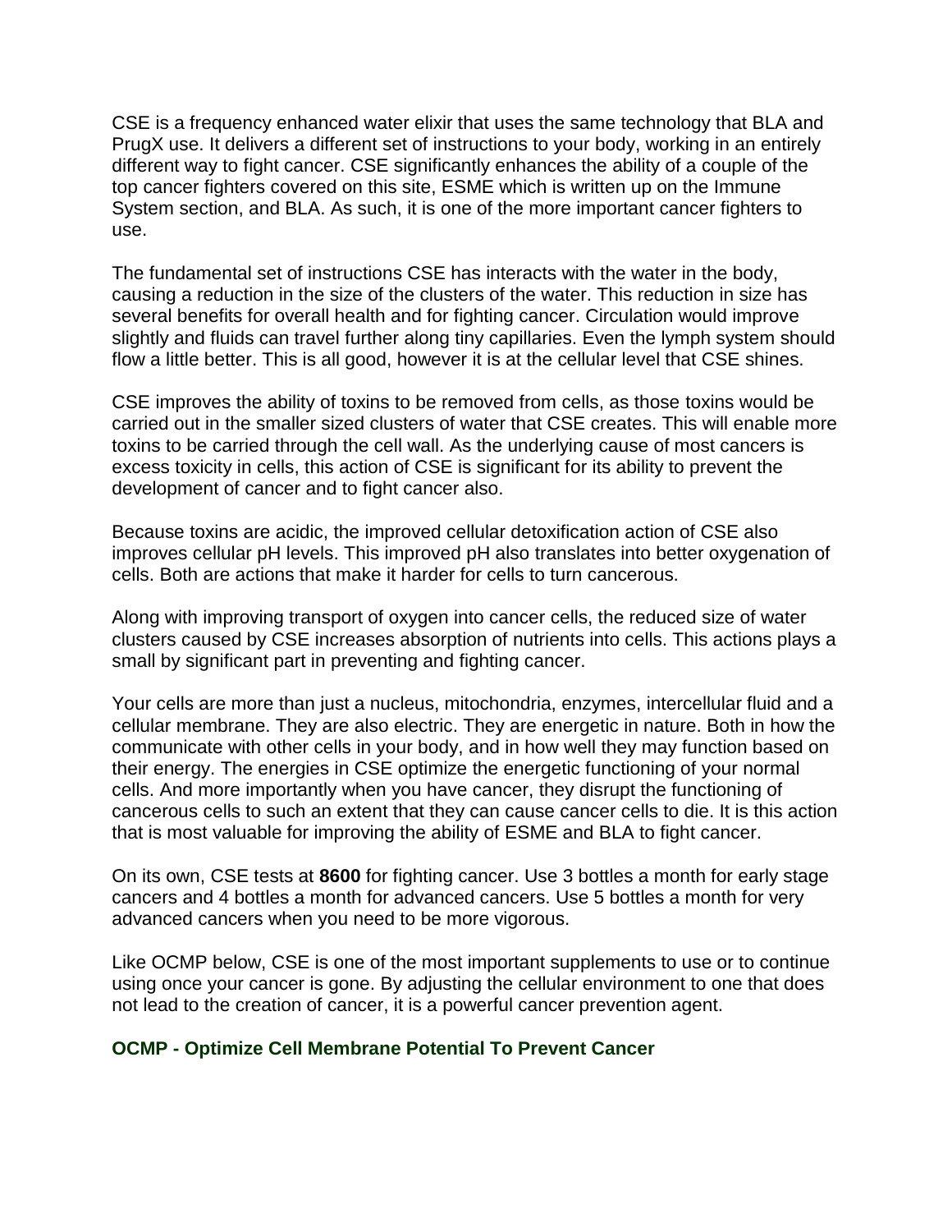CSE is a frequency enhanced water elixir that uses the same technology that BLA and PrugX use. It delivers a different set of instructions to your body, working in an entirely different way to fight cancer. CSE significantly enhances the ability of a couple of the top cancer fighters covered on this site, ESME which is written up on the Immune System section, and BLA. As such, it is one of the more important cancer fighters to use.

The fundamental set of instructions CSE has interacts with the water in the body, causing a reduction in the size of the clusters of the water. This reduction in size has several benefits for overall health and for fighting cancer. Circulation would improve slightly and fluids can travel further along tiny capillaries. Even the lymph system should flow a little better. This is all good, however it is at the cellular level that CSE shines.

CSE improves the ability of toxins to be removed from cells, as those toxins would be carried out in the smaller sized clusters of water that CSE creates. This will enable more toxins to be carried through the cell wall. As the underlying cause of most cancers is excess toxicity in cells, this action of CSE is significant for its ability to prevent the development of cancer and to fight cancer also.

Because toxins are acidic, the improved cellular detoxification action of CSE also improves cellular pH levels. This improved pH also translates into better oxygenation of cells. Both are actions that make it harder for cells to turn cancerous.

Along with improving transport of oxygen into cancer cells, the reduced size of water clusters caused by CSE increases absorption of nutrients into cells. This actions plays a small by significant part in preventing and fighting cancer.

Your cells are more than just a nucleus, mitochondria, enzymes, intercellular fluid and a cellular membrane. They are also electric. They are energetic in nature. Both in how the communicate with other cells in your body, and in how well they may function based on their energy. The energies in CSE optimize the energetic functioning of your normal cells. And more importantly when you have cancer, they disrupt the functioning of cancerous cells to such an extent that they can cause cancer cells to die. It is this action that is most valuable for improving the ability of ESME and BLA to fight cancer.

On its own, CSE tests at **8600** for fighting cancer. Use 3 bottles a month for early stage cancers and 4 bottles a month for advanced cancers. Use 5 bottles a month for very advanced cancers when you need to be more vigorous.

Like OCMP below, CSE is one of the most important supplements to use or to continue using once your cancer is gone. By adjusting the cellular environment to one that does not lead to the creation of cancer, it is a powerful cancer prevention agent.

### OCMP - Optimize Cell Membrane Potential To Prevent Cancer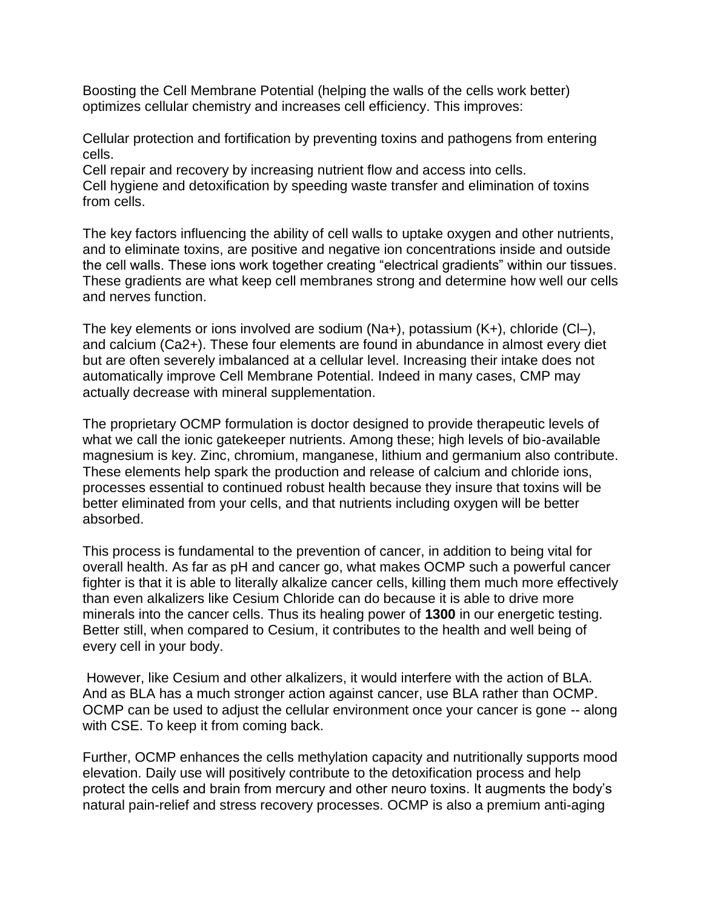Boosting the Cell Membrane Potential (helping the walls of the cells work better) optimizes cellular chemistry and increases cell efficiency. This improves:

Cellular protection and fortification by preventing toxins and pathogens from entering cells.
Cell repair and recovery by increasing nutrient flow and access into cells.
Cell hygiene and detoxification by speeding waste transfer and elimination of toxins from cells.

The key factors influencing the ability of cell walls to uptake oxygen and other nutrients, and to eliminate toxins, are positive and negative ion concentrations inside and outside the cell walls. These ions work together creating "electrical gradients" within our tissues. These gradients are what keep cell membranes strong and determine how well our cells and nerves function.

The key elements or ions involved are sodium ($Na^+$), potassium ($K^+$), chloride ($Cl^–$), and calcium ($Ca^{2+}$). These four elements are found in abundance in almost every diet but are often severely imbalanced at a cellular level. Increasing their intake does not automatically improve Cell Membrane Potential. Indeed in many cases, CMP may actually decrease with mineral supplementation.

The proprietary OCMP formulation is doctor designed to provide therapeutic levels of what we call the ionic gatekeeper nutrients. Among these; high levels of bio-available magnesium is key. Zinc, chromium, manganese, lithium and germanium also contribute. These elements help spark the production and release of calcium and chloride ions, processes essential to continued robust health because they insure that toxins will be better eliminated from your cells, and that nutrients including oxygen will be better absorbed.

This process is fundamental to the prevention of cancer, in addition to being vital for overall health. As far as pH and cancer go, what makes OCMP such a powerful cancer fighter is that it is able to literally alkalize cancer cells, killing them much more effectively than even alkalizers like Cesium Chloride can do because it is able to drive more minerals into the cancer cells. Thus its healing power of **1300** in our energetic testing. Better still, when compared to Cesium, it contributes to the health and well being of every cell in your body.

However, like Cesium and other alkalizers, it would interfere with the action of BLA. And as BLA has a much stronger action against cancer, use BLA rather than OCMP. OCMP can be used to adjust the cellular environment once your cancer is gone -- along with CSE. To keep it from coming back.

Further, OCMP enhances the cells methylation capacity and nutritionally supports mood elevation. Daily use will positively contribute to the detoxification process and help protect the cells and brain from mercury and other neuro toxins. It augments the body's natural pain-relief and stress recovery processes. OCMP is also a premium anti-aging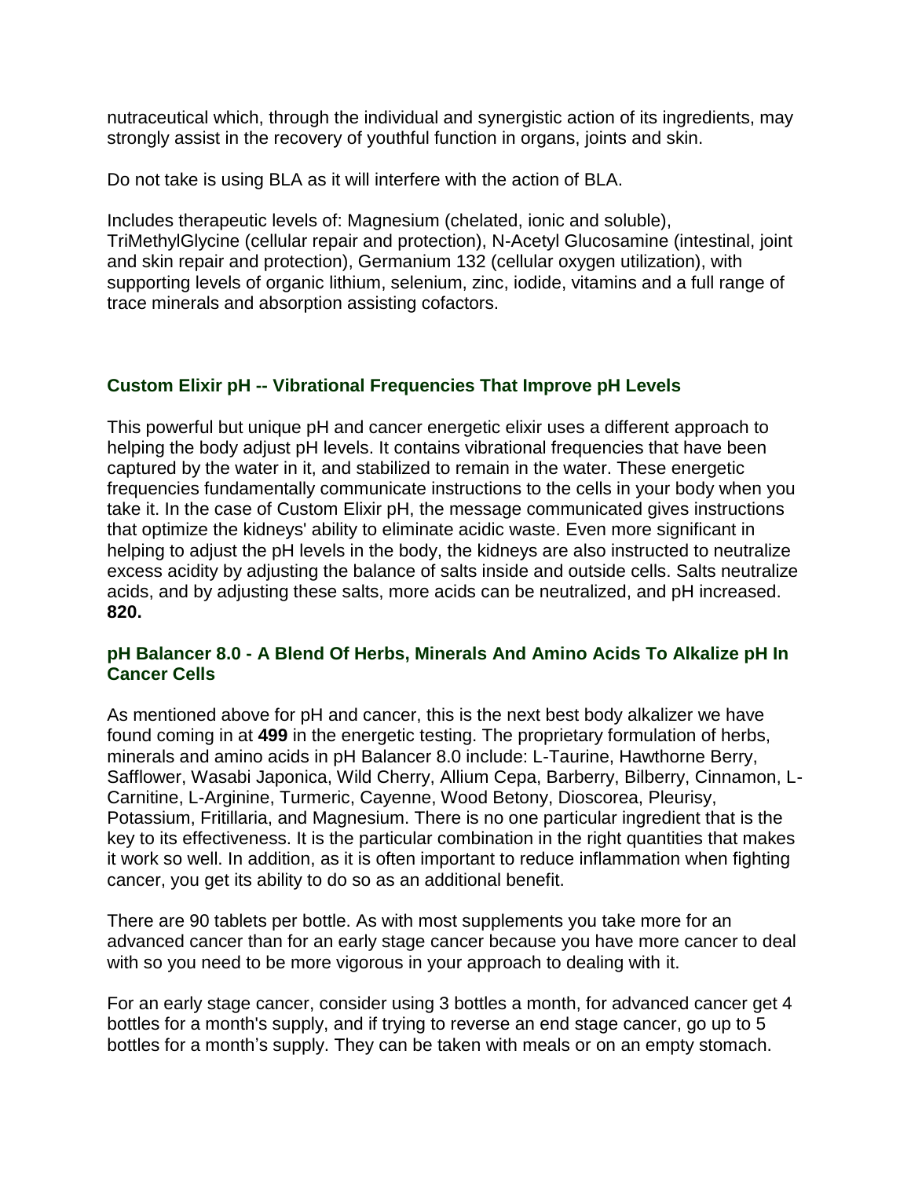nutraceutical which, through the individual and synergistic action of its ingredients, may strongly assist in the recovery of youthful function in organs, joints and skin.

Do not take is using BLA as it will interfere with the action of BLA.

Includes therapeutic levels of: Magnesium (chelated, ionic and soluble), TriMethylGlycine (cellular repair and protection), N-Acetyl Glucosamine (intestinal, joint and skin repair and protection), Germanium 132 (cellular oxygen utilization), with supporting levels of organic lithium, selenium, zinc, iodide, vitamins and a full range of trace minerals and absorption assisting cofactors.

### Custom Elixir pH -- Vibrational Frequencies That Improve pH Levels

This powerful but unique pH and cancer energetic elixir uses a different approach to helping the body adjust pH levels. It contains vibrational frequencies that have been captured by the water in it, and stabilized to remain in the water. These energetic frequencies fundamentally communicate instructions to the cells in your body when you take it. In the case of Custom Elixir pH, the message communicated gives instructions that optimize the kidneys' ability to eliminate acidic waste. Even more significant in helping to adjust the pH levels in the body, the kidneys are also instructed to neutralize excess acidity by adjusting the balance of salts inside and outside cells. Salts neutralize acids, and by adjusting these salts, more acids can be neutralized, and pH increased. **820.**

### pH Balancer 8.0 - A Blend Of Herbs, Minerals And Amino Acids To Alkalize pH In Cancer Cells

As mentioned above for pH and cancer, this is the next best body alkalizer we have found coming in at **499** in the energetic testing. The proprietary formulation of herbs, minerals and amino acids in pH Balancer 8.0 include: L-Taurine, Hawthorne Berry, Safflower, Wasabi Japonica, Wild Cherry, Allium Cepa, Barberry, Bilberry, Cinnamon, L-Carnitine, L-Arginine, Turmeric, Cayenne, Wood Betony, Dioscorea, Pleurisy, Potassium, Fritillaria, and Magnesium. There is no one particular ingredient that is the key to its effectiveness. It is the particular combination in the right quantities that makes it work so well. In addition, as it is often important to reduce inflammation when fighting cancer, you get its ability to do so as an additional benefit.

There are 90 tablets per bottle. As with most supplements you take more for an advanced cancer than for an early stage cancer because you have more cancer to deal with so you need to be more vigorous in your approach to dealing with it.

For an early stage cancer, consider using 3 bottles a month, for advanced cancer get 4 bottles for a month's supply, and if trying to reverse an end stage cancer, go up to 5 bottles for a month’s supply. They can be taken with meals or on an empty stomach.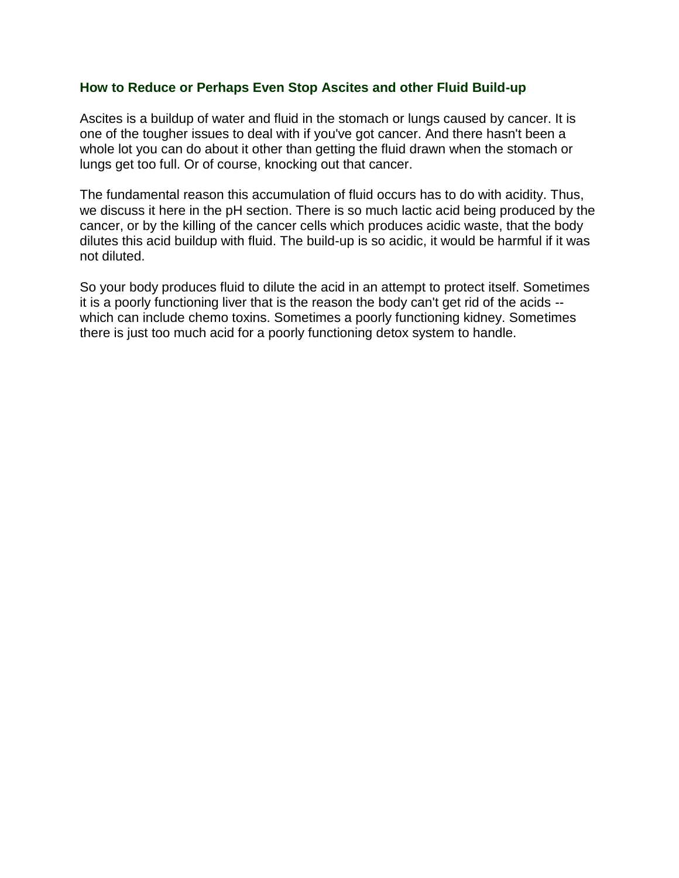### How to Reduce or Perhaps Even Stop Ascites and other Fluid Build-up

Ascites is a buildup of water and fluid in the stomach or lungs caused by cancer. It is one of the tougher issues to deal with if you've got cancer. And there hasn't been a whole lot you can do about it other than getting the fluid drawn when the stomach or lungs get too full. Or of course, knocking out that cancer.

The fundamental reason this accumulation of fluid occurs has to do with acidity. Thus, we discuss it here in the pH section. There is so much lactic acid being produced by the cancer, or by the killing of the cancer cells which produces acidic waste, that the body dilutes this acid buildup with fluid. The build-up is so acidic, it would be harmful if it was not diluted.

So your body produces fluid to dilute the acid in an attempt to protect itself. Sometimes it is a poorly functioning liver that is the reason the body can't get rid of the acids -- which can include chemo toxins. Sometimes a poorly functioning kidney. Sometimes there is just too much acid for a poorly functioning detox system to handle.